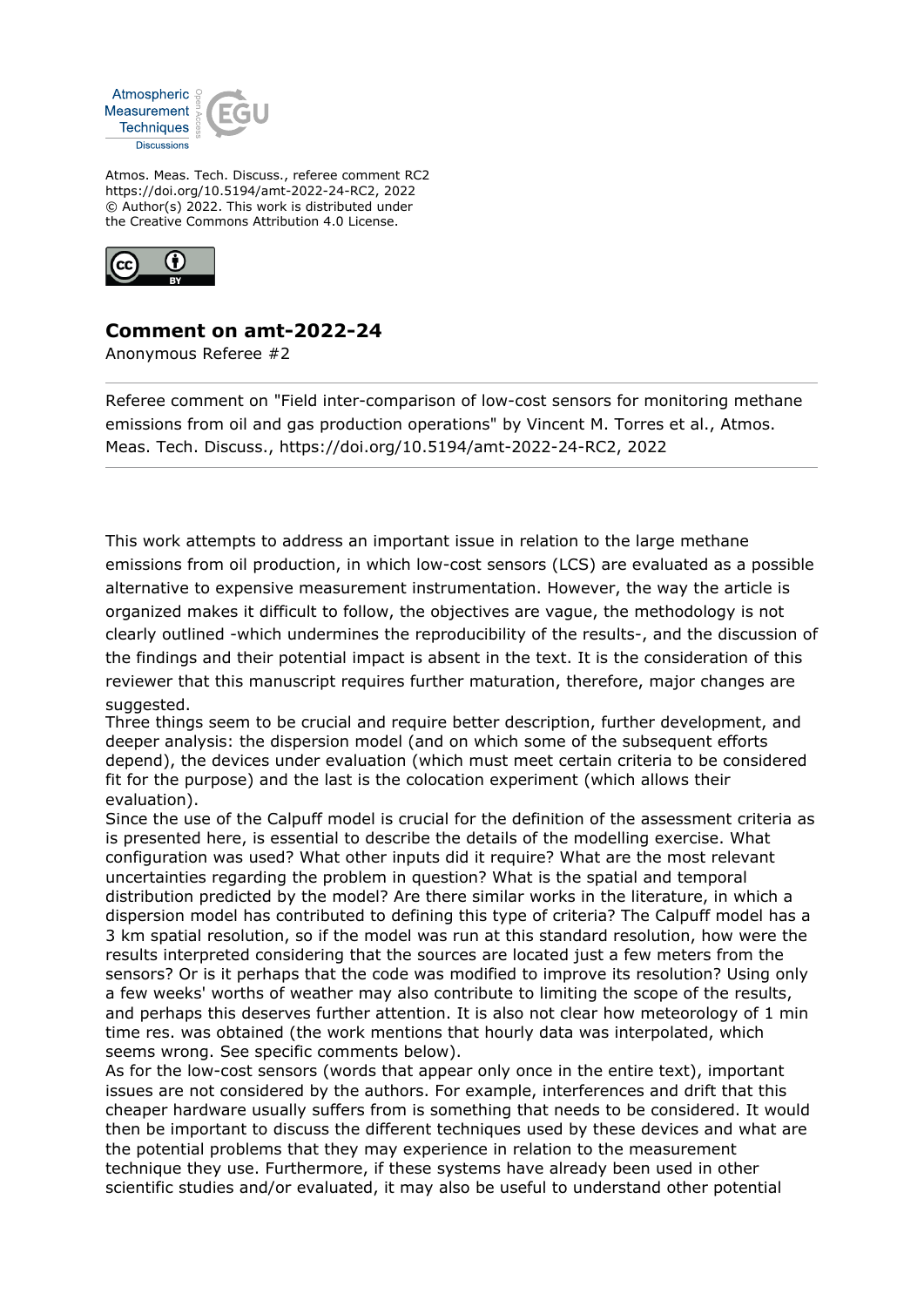Atmos. Meas. Tech. Discuss., referee comment RC2
https://doi.org/10.5194/amt-2022-24-RC2, 2022
© Author(s) 2022. This work is distributed under
the Creative Commons Attribution 4.0 License.

## Comment on amt-2022-24

Anonymous Referee #2

Referee comment on "Field inter-comparison of low-cost sensors for monitoring methane emissions from oil and gas production operations" by Vincent M. Torres et al., Atmos. Meas. Tech. Discuss., https://doi.org/10.5194/amt-2022-24-RC2, 2022

---

This work attempts to address an important issue in relation to the large methane emissions from oil production, in which low-cost sensors (LCS) are evaluated as a possible alternative to expensive measurement instrumentation. However, the way the article is organized makes it difficult to follow, the objectives are vague, the methodology is not clearly outlined -which undermines the reproducibility of the results-, and the discussion of the findings and their potential impact is absent in the text. It is the consideration of this reviewer that this manuscript requires further maturation, therefore, major changes are suggested.

Three things seem to be crucial and require better description, further development, and deeper analysis: the dispersion model (and on which some of the subsequent efforts depend), the devices under evaluation (which must meet certain criteria to be considered fit for the purpose) and the last is the colocation experiment (which allows their evaluation).

Since the use of the Calpuff model is crucial for the definition of the assessment criteria as is presented here, is essential to describe the details of the modelling exercise. What configuration was used? What other inputs did it require? What are the most relevant uncertainties regarding the problem in question? What is the spatial and temporal distribution predicted by the model? Are there similar works in the literature, in which a dispersion model has contributed to defining this type of criteria? The Calpuff model has a 3 km spatial resolution, so if the model was run at this standard resolution, how were the results interpreted considering that the sources are located just a few meters from the sensors? Or is it perhaps that the code was modified to improve its resolution? Using only a few weeks' worths of weather may also contribute to limiting the scope of the results, and perhaps this deserves further attention. It is also not clear how meteorology of 1 min time res. was obtained (the work mentions that hourly data was interpolated, which seems wrong. See specific comments below).

As for the low-cost sensors (words that appear only once in the entire text), important issues are not considered by the authors. For example, interferences and drift that this cheaper hardware usually suffers from is something that needs to be considered. It would then be important to discuss the different techniques used by these devices and what are the potential problems that they may experience in relation to the measurement technique they use. Furthermore, if these systems have already been used in other scientific studies and/or evaluated, it may also be useful to understand other potential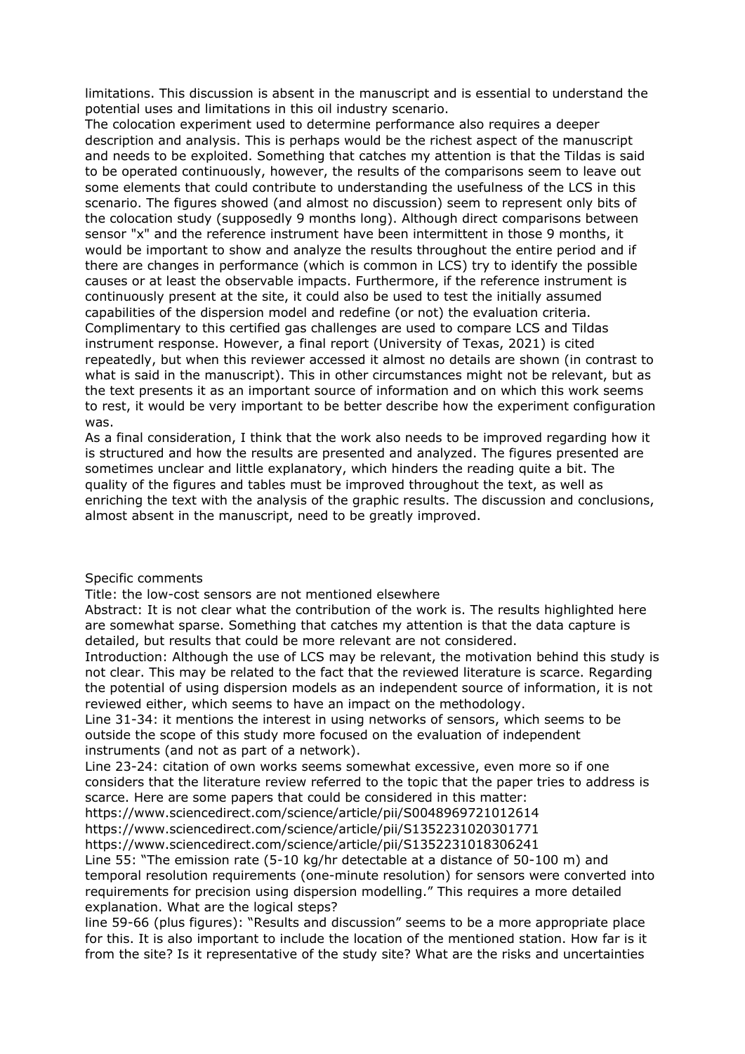limitations. This discussion is absent in the manuscript and is essential to understand the potential uses and limitations in this oil industry scenario.

The colocation experiment used to determine performance also requires a deeper description and analysis. This is perhaps would be the richest aspect of the manuscript and needs to be exploited. Something that catches my attention is that the Tildas is said to be operated continuously, however, the results of the comparisons seem to leave out some elements that could contribute to understanding the usefulness of the LCS in this scenario. The figures showed (and almost no discussion) seem to represent only bits of the colocation study (supposedly 9 months long). Although direct comparisons between sensor "x" and the reference instrument have been intermittent in those 9 months, it would be important to show and analyze the results throughout the entire period and if there are changes in performance (which is common in LCS) try to identify the possible causes or at least the observable impacts. Furthermore, if the reference instrument is continuously present at the site, it could also be used to test the initially assumed capabilities of the dispersion model and redefine (or not) the evaluation criteria.

Complimentary to this certified gas challenges are used to compare LCS and Tildas instrument response. However, a final report (University of Texas, 2021) is cited repeatedly, but when this reviewer accessed it almost no details are shown (in contrast to what is said in the manuscript). This in other circumstances might not be relevant, but as the text presents it as an important source of information and on which this work seems to rest, it would be very important to be better describe how the experiment configuration was.

As a final consideration, I think that the work also needs to be improved regarding how it is structured and how the results are presented and analyzed. The figures presented are sometimes unclear and little explanatory, which hinders the reading quite a bit. The quality of the figures and tables must be improved throughout the text, as well as enriching the text with the analysis of the graphic results. The discussion and conclusions, almost absent in the manuscript, need to be greatly improved.

Specific comments

Title: the low-cost sensors are not mentioned elsewhere

Abstract: It is not clear what the contribution of the work is. The results highlighted here are somewhat sparse. Something that catches my attention is that the data capture is detailed, but results that could be more relevant are not considered.

Introduction: Although the use of LCS may be relevant, the motivation behind this study is not clear. This may be related to the fact that the reviewed literature is scarce. Regarding the potential of using dispersion models as an independent source of information, it is not reviewed either, which seems to have an impact on the methodology.

Line 31-34: it mentions the interest in using networks of sensors, which seems to be outside the scope of this study more focused on the evaluation of independent instruments (and not as part of a network).

Line 23-24: citation of own works seems somewhat excessive, even more so if one considers that the literature review referred to the topic that the paper tries to address is scarce. Here are some papers that could be considered in this matter:

https://www.sciencedirect.com/science/article/pii/S0048969721012614
https://www.sciencedirect.com/science/article/pii/S1352231020301771
https://www.sciencedirect.com/science/article/pii/S1352231018306241

Line 55: "The emission rate (5-10 kg/hr detectable at a distance of 50-100 m) and temporal resolution requirements (one-minute resolution) for sensors were converted into requirements for precision using dispersion modelling." This requires a more detailed explanation. What are the logical steps?

line 59-66 (plus figures): "Results and discussion" seems to be a more appropriate place for this. It is also important to include the location of the mentioned station. How far is it from the site? Is it representative of the study site? What are the risks and uncertainties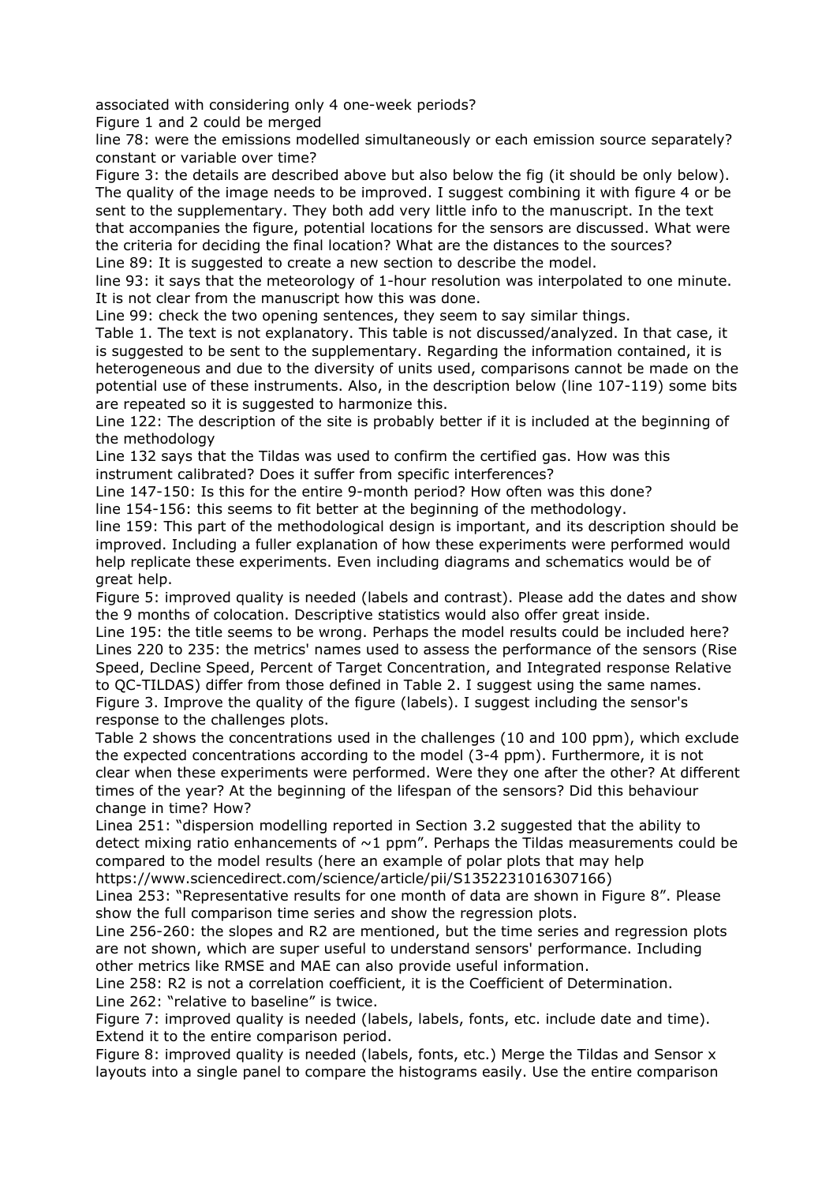associated with considering only 4 one-week periods?

Figure 1 and 2 could be merged

line 78: were the emissions modelled simultaneously or each emission source separately? constant or variable over time?

Figure 3: the details are described above but also below the fig (it should be only below). The quality of the image needs to be improved. I suggest combining it with figure 4 or be sent to the supplementary. They both add very little info to the manuscript. In the text that accompanies the figure, potential locations for the sensors are discussed. What were the criteria for deciding the final location? What are the distances to the sources?

Line 89: It is suggested to create a new section to describe the model.

line 93: it says that the meteorology of 1-hour resolution was interpolated to one minute. It is not clear from the manuscript how this was done.

Line 99: check the two opening sentences, they seem to say similar things.

Table 1. The text is not explanatory. This table is not discussed/analyzed. In that case, it is suggested to be sent to the supplementary. Regarding the information contained, it is heterogeneous and due to the diversity of units used, comparisons cannot be made on the potential use of these instruments. Also, in the description below (line 107-119) some bits are repeated so it is suggested to harmonize this.

Line 122: The description of the site is probably better if it is included at the beginning of the methodology

Line 132 says that the Tildas was used to confirm the certified gas. How was this instrument calibrated? Does it suffer from specific interferences?

Line 147-150: Is this for the entire 9-month period? How often was this done?

line 154-156: this seems to fit better at the beginning of the methodology.

line 159: This part of the methodological design is important, and its description should be improved. Including a fuller explanation of how these experiments were performed would help replicate these experiments. Even including diagrams and schematics would be of great help.

Figure 5: improved quality is needed (labels and contrast). Please add the dates and show the 9 months of colocation. Descriptive statistics would also offer great inside.

Line 195: the title seems to be wrong. Perhaps the model results could be included here?

Lines 220 to 235: the metrics' names used to assess the performance of the sensors (Rise Speed, Decline Speed, Percent of Target Concentration, and Integrated response Relative to QC-TILDAS) differ from those defined in Table 2. I suggest using the same names.

Figure 3. Improve the quality of the figure (labels). I suggest including the sensor's response to the challenges plots.

Table 2 shows the concentrations used in the challenges (10 and 100 ppm), which exclude the expected concentrations according to the model (3-4 ppm). Furthermore, it is not clear when these experiments were performed. Were they one after the other? At different times of the year? At the beginning of the lifespan of the sensors? Did this behaviour change in time? How?

Linea 251: "dispersion modelling reported in Section 3.2 suggested that the ability to detect mixing ratio enhancements of ~1 ppm". Perhaps the Tildas measurements could be compared to the model results (here an example of polar plots that may help https://www.sciencedirect.com/science/article/pii/S1352231016307166)

Linea 253: "Representative results for one month of data are shown in Figure 8". Please show the full comparison time series and show the regression plots.

Line 256-260: the slopes and R2 are mentioned, but the time series and regression plots are not shown, which are super useful to understand sensors' performance. Including other metrics like RMSE and MAE can also provide useful information.

Line 258: R2 is not a correlation coefficient, it is the Coefficient of Determination.

Line 262: "relative to baseline" is twice.

Figure 7: improved quality is needed (labels, labels, fonts, etc. include date and time). Extend it to the entire comparison period.

Figure 8: improved quality is needed (labels, fonts, etc.) Merge the Tildas and Sensor x layouts into a single panel to compare the histograms easily. Use the entire comparison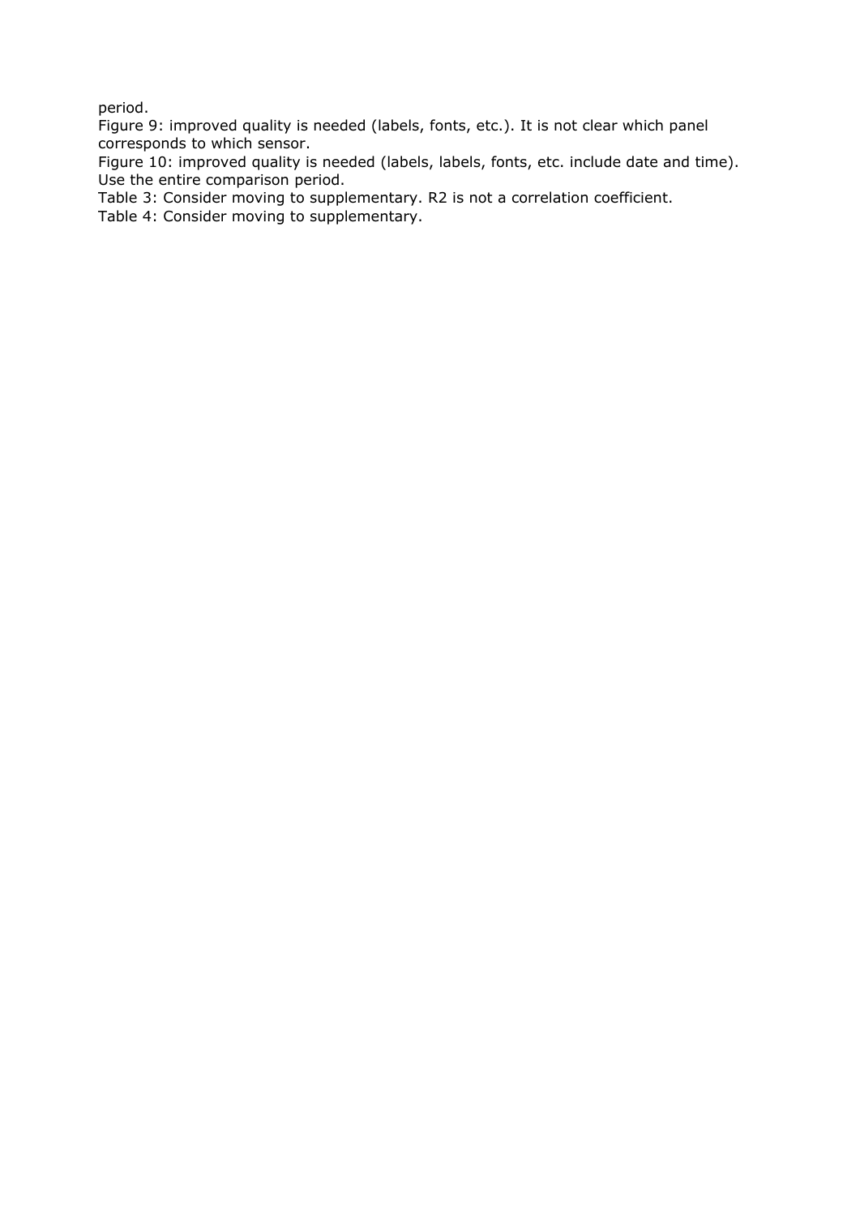period.

Figure 9: improved quality is needed (labels, fonts, etc.). It is not clear which panel corresponds to which sensor.

Figure 10: improved quality is needed (labels, labels, fonts, etc. include date and time). Use the entire comparison period.

Table 3: Consider moving to supplementary. R2 is not a correlation coefficient.

Table 4: Consider moving to supplementary.